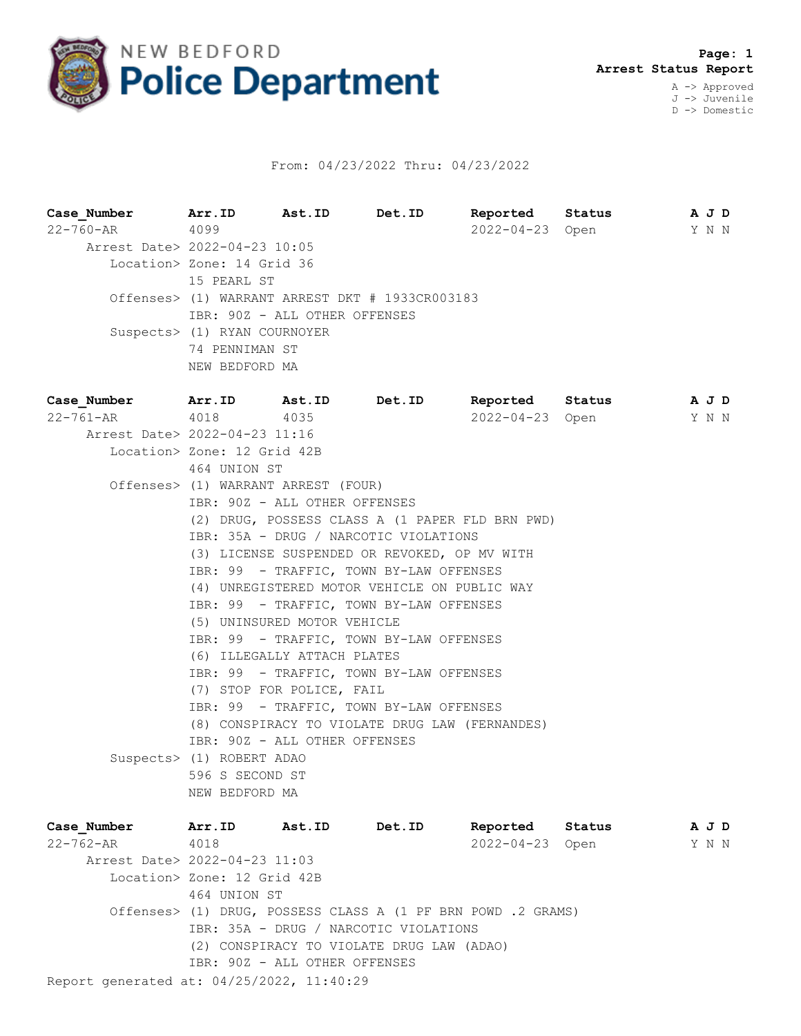# NEW BEDFORD Police Department

**Arrest Status Report**

A -> Approved
J -> Juvenile
D -> Domestic

From: 04/23/2022 Thru: 04/23/2022

| Case_Number | Arr.ID | Ast.ID | Det.ID | Reported | Status | A | J | D |
|---|---|---|---|---|---|---|---|---|
| 22-760-AR | 4099 | | | 2022-04-23 | Open | Y | N | N |

Arrest Date> 2022-04-23 10:05
Location> Zone: 14 Grid 36
15 PEARL ST
Offenses> (1) WARRANT ARREST DKT # 1933CR003183
IBR: 90Z - ALL OTHER OFFENSES
Suspects> (1) RYAN COURNOYER
74 PENNIMAN ST
NEW BEDFORD MA

| Case_Number | Arr.ID | Ast.ID | Det.ID | Reported | Status | A | J | D |
|---|---|---|---|---|---|---|---|---|
| 22-761-AR | 4018 | 4035 | | 2022-04-23 | Open | Y | N | N |

Arrest Date> 2022-04-23 11:16
Location> Zone: 12 Grid 42B
464 UNION ST
Offenses> (1) WARRANT ARREST (FOUR)
IBR: 90Z - ALL OTHER OFFENSES
(2) DRUG, POSSESS CLASS A (1 PAPER FLD BRN PWD)
IBR: 35A - DRUG / NARCOTIC VIOLATIONS
(3) LICENSE SUSPENDED OR REVOKED, OP MV WITH
IBR: 99 - TRAFFIC, TOWN BY-LAW OFFENSES
(4) UNREGISTERED MOTOR VEHICLE ON PUBLIC WAY
IBR: 99 - TRAFFIC, TOWN BY-LAW OFFENSES
(5) UNINSURED MOTOR VEHICLE
IBR: 99 - TRAFFIC, TOWN BY-LAW OFFENSES
(6) ILLEGALLY ATTACH PLATES
IBR: 99 - TRAFFIC, TOWN BY-LAW OFFENSES
(7) STOP FOR POLICE, FAIL
IBR: 99 - TRAFFIC, TOWN BY-LAW OFFENSES
(8) CONSPIRACY TO VIOLATE DRUG LAW (FERNANDES)
IBR: 90Z - ALL OTHER OFFENSES
Suspects> (1) ROBERT ADAO
596 S SECOND ST
NEW BEDFORD MA

| Case_Number | Arr.ID | Ast.ID | Det.ID | Reported | Status | A | J | D |
|---|---|---|---|---|---|---|---|---|
| 22-762-AR | 4018 | | | 2022-04-23 | Open | Y | N | N |

Arrest Date> 2022-04-23 11:03
Location> Zone: 12 Grid 42B
464 UNION ST
Offenses> (1) DRUG, POSSESS CLASS A (1 PF BRN POWD .2 GRAMS)
IBR: 35A - DRUG / NARCOTIC VIOLATIONS
(2) CONSPIRACY TO VIOLATE DRUG LAW (ADAO)
IBR: 90Z - ALL OTHER OFFENSES

Report generated at: 04/25/2022, 11:40:29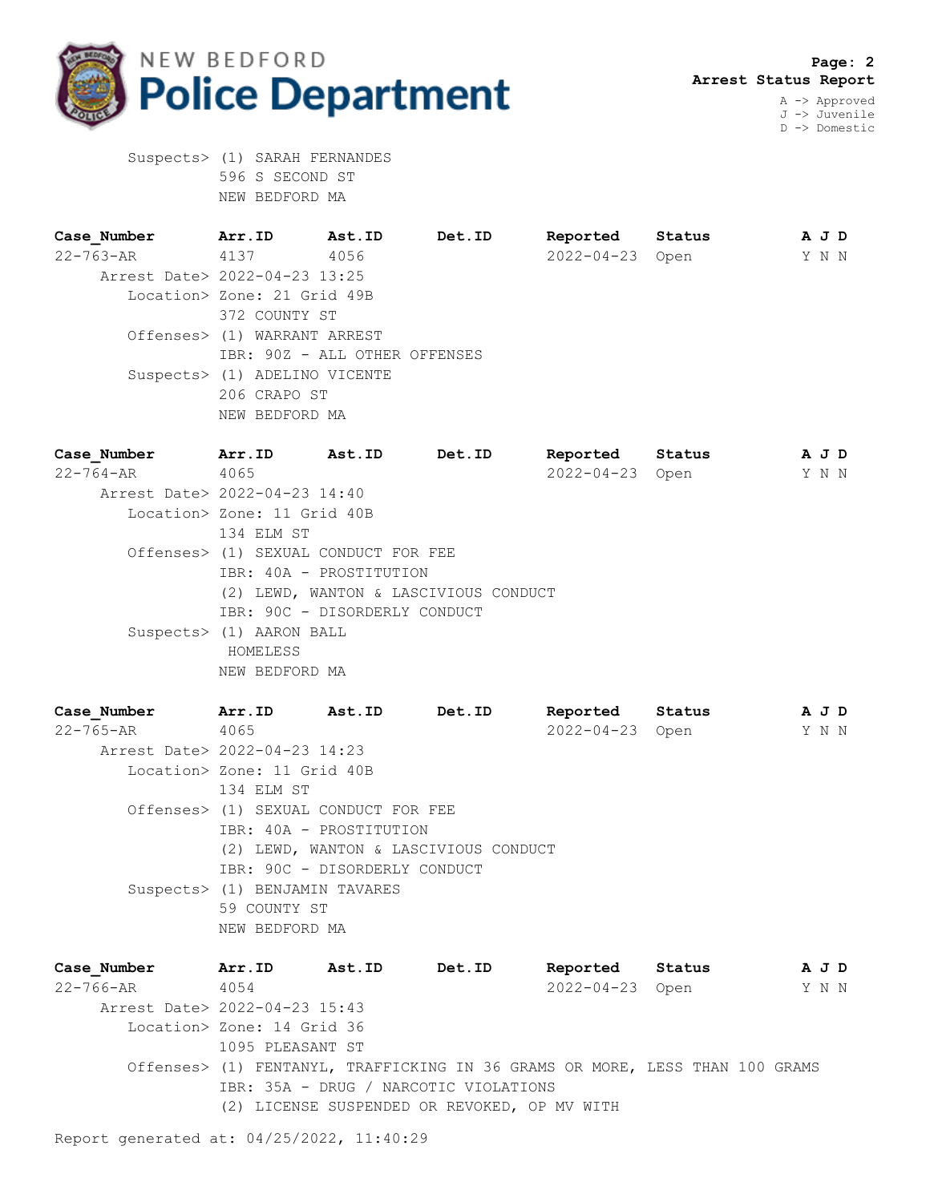Suspects> (1) SARAH FERNANDES
596 S SECOND ST
NEW BEDFORD MA

| Case_Number | Arr.ID | Ast.ID | Det.ID | Reported | Status | A J D |
|---|---|---|---|---|---|---|
| 22-763-AR | 4137 | 4056 | | 2022-04-23 | Open | Y N N |

Arrest Date> 2022-04-23 13:25
Location> Zone: 21 Grid 49B
372 COUNTY ST
Offenses> (1) WARRANT ARREST
IBR: 90Z - ALL OTHER OFFENSES
Suspects> (1) ADELINO VICENTE
206 CRAPO ST
NEW BEDFORD MA

| Case_Number | Arr.ID | Ast.ID | Det.ID | Reported | Status | A J D |
|---|---|---|---|---|---|---|
| 22-764-AR | 4065 | | | 2022-04-23 | Open | Y N N |

Arrest Date> 2022-04-23 14:40
Location> Zone: 11 Grid 40B
134 ELM ST
Offenses> (1) SEXUAL CONDUCT FOR FEE
IBR: 40A - PROSTITUTION
(2) LEWD, WANTON & LASCIVIOUS CONDUCT
IBR: 90C - DISORDERLY CONDUCT
Suspects> (1) AARON BALL
HOMELESS
NEW BEDFORD MA

| Case_Number | Arr.ID | Ast.ID | Det.ID | Reported | Status | A J D |
|---|---|---|---|---|---|---|
| 22-765-AR | 4065 | | | 2022-04-23 | Open | Y N N |

Arrest Date> 2022-04-23 14:23
Location> Zone: 11 Grid 40B
134 ELM ST
Offenses> (1) SEXUAL CONDUCT FOR FEE
IBR: 40A - PROSTITUTION
(2) LEWD, WANTON & LASCIVIOUS CONDUCT
IBR: 90C - DISORDERLY CONDUCT
Suspects> (1) BENJAMIN TAVARES
59 COUNTY ST
NEW BEDFORD MA

| Case_Number | Arr.ID | Ast.ID | Det.ID | Reported | Status | A J D |
|---|---|---|---|---|---|---|
| 22-766-AR | 4054 | | | 2022-04-23 | Open | Y N N |

Arrest Date> 2022-04-23 15:43
Location> Zone: 14 Grid 36
1095 PLEASANT ST
Offenses> (1) FENTANYL, TRAFFICKING IN 36 GRAMS OR MORE, LESS THAN 100 GRAMS
IBR: 35A - DRUG / NARCOTIC VIOLATIONS
(2) LICENSE SUSPENDED OR REVOKED, OP MV WITH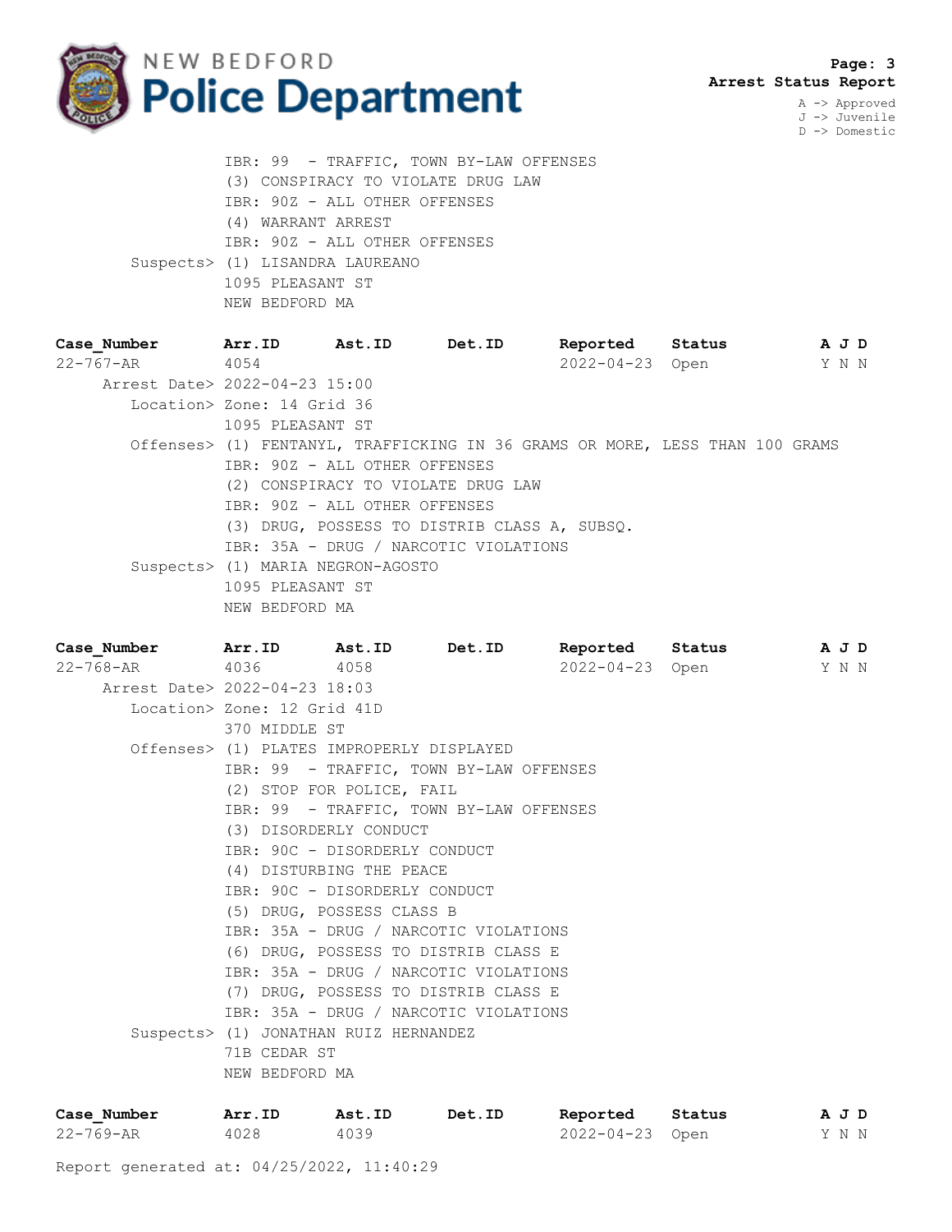IBR: 99 - TRAFFIC, TOWN BY-LAW OFFENSES
(3) CONSPIRACY TO VIOLATE DRUG LAW
IBR: 90Z - ALL OTHER OFFENSES
(4) WARRANT ARREST
IBR: 90Z - ALL OTHER OFFENSES

Suspects> (1) LISANDRA LAUREANO
1095 PLEASANT ST
NEW BEDFORD MA

| Case_Number | Arr.ID | Ast.ID | Det.ID | Reported | Status | A J D |
|---|---|---|---|---|---|---|
| 22-767-AR | 4054 | | | 2022-04-23 | Open | Y N N |

Arrest Date> 2022-04-23 15:00
Location> Zone: 14 Grid 36
1095 PLEASANT ST
Offenses> (1) FENTANYL, TRAFFICKING IN 36 GRAMS OR MORE, LESS THAN 100 GRAMS
IBR: 90Z - ALL OTHER OFFENSES
(2) CONSPIRACY TO VIOLATE DRUG LAW
IBR: 90Z - ALL OTHER OFFENSES
(3) DRUG, POSSESS TO DISTRIB CLASS A, SUBSQ.
IBR: 35A - DRUG / NARCOTIC VIOLATIONS
Suspects> (1) MARIA NEGRON-AGOSTO
1095 PLEASANT ST
NEW BEDFORD MA

| Case_Number | Arr.ID | Ast.ID | Det.ID | Reported | Status | A J D |
|---|---|---|---|---|---|---|
| 22-768-AR | 4036 | 4058 | | 2022-04-23 | Open | Y N N |

Arrest Date> 2022-04-23 18:03
Location> Zone: 12 Grid 41D
370 MIDDLE ST
Offenses> (1) PLATES IMPROPERLY DISPLAYED
IBR: 99 - TRAFFIC, TOWN BY-LAW OFFENSES
(2) STOP FOR POLICE, FAIL
IBR: 99 - TRAFFIC, TOWN BY-LAW OFFENSES
(3) DISORDERLY CONDUCT
IBR: 90C - DISORDERLY CONDUCT
(4) DISTURBING THE PEACE
IBR: 90C - DISORDERLY CONDUCT
(5) DRUG, POSSESS CLASS B
IBR: 35A - DRUG / NARCOTIC VIOLATIONS
(6) DRUG, POSSESS TO DISTRIB CLASS E
IBR: 35A - DRUG / NARCOTIC VIOLATIONS
(7) DRUG, POSSESS TO DISTRIB CLASS E
IBR: 35A - DRUG / NARCOTIC VIOLATIONS
Suspects> (1) JONATHAN RUIZ HERNANDEZ
71B CEDAR ST
NEW BEDFORD MA

| Case_Number | Arr.ID | Ast.ID | Det.ID | Reported | Status | A J D |
|---|---|---|---|---|---|---|
| 22-769-AR | 4028 | 4039 | | 2022-04-23 | Open | Y N N |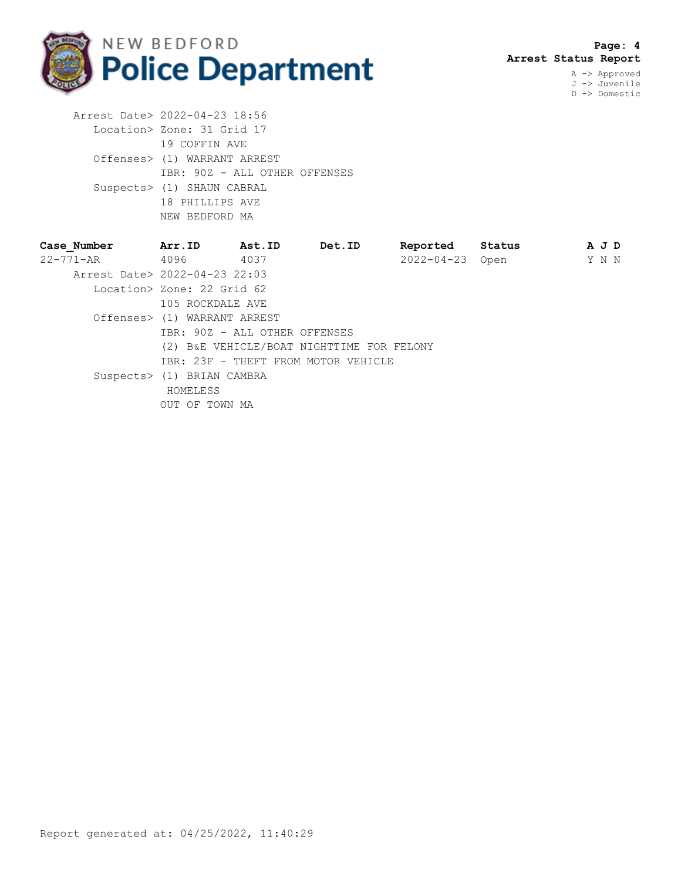Arrest Date> 2022-04-23 18:56
Location> Zone: 31 Grid 17
19 COFFIN AVE
Offenses> (1) WARRANT ARREST
IBR: 90Z - ALL OTHER OFFENSES
Suspects> (1) SHAUN CABRAL
18 PHILLIPS AVE
NEW BEDFORD MA

| Case_Number | Arr.ID | Ast.ID | Det.ID | Reported | Status | A | J | D |
|---|---|---|---|---|---|---|---|---|
| 22-771-AR | 4096 | 4037 | | 2022-04-23 | Open | Y | N | N |

Arrest Date> 2022-04-23 22:03
Location> Zone: 22 Grid 62
105 ROCKDALE AVE
Offenses> (1) WARRANT ARREST
IBR: 90Z - ALL OTHER OFFENSES
(2) B&E VEHICLE/BOAT NIGHTTIME FOR FELONY
IBR: 23F - THEFT FROM MOTOR VEHICLE
Suspects> (1) BRIAN CAMBRA
HOMELESS
OUT OF TOWN MA

Report generated at: 04/25/2022, 11:40:29